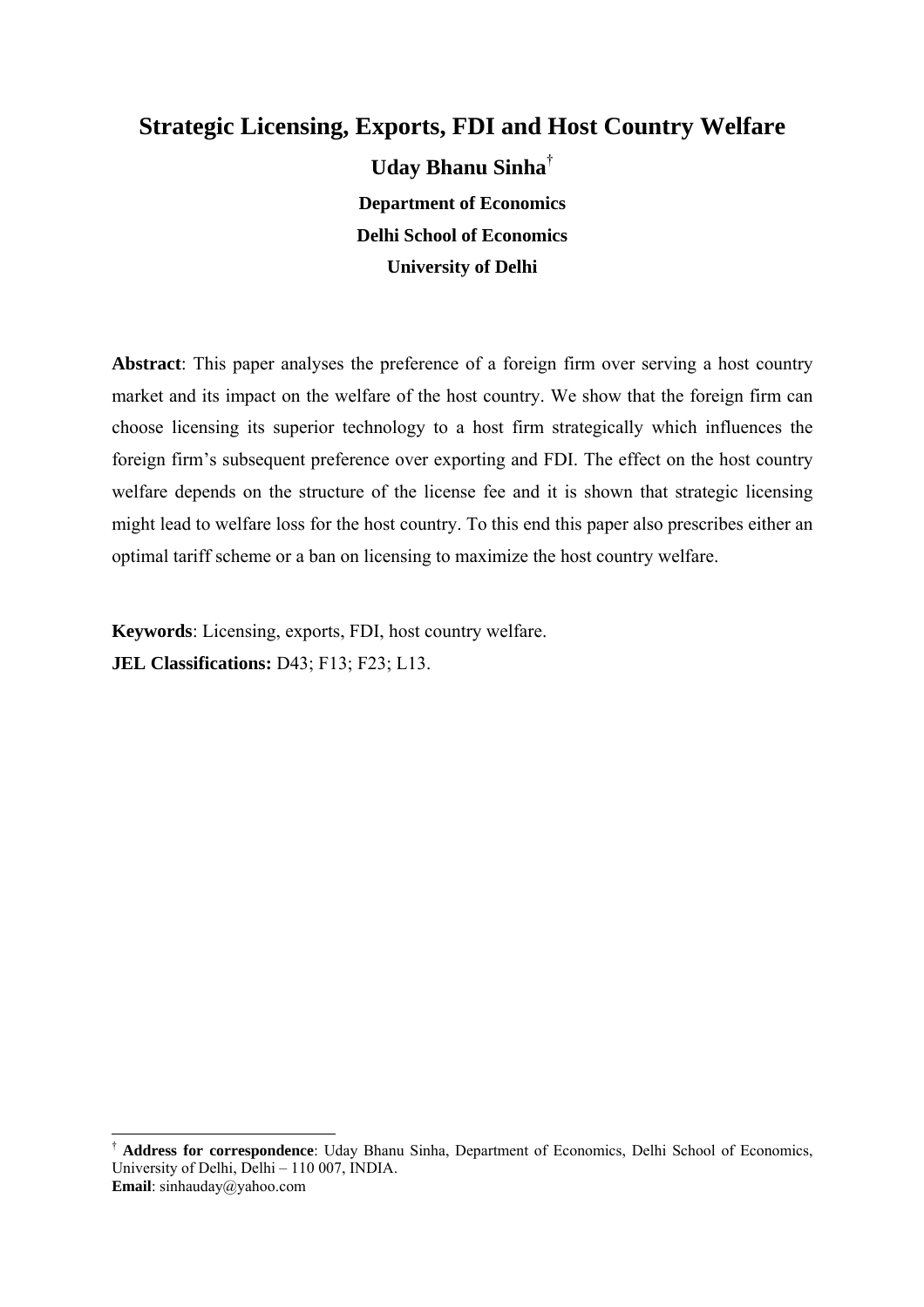# Strategic Licensing, Exports, FDI and Host Country Welfare

**Uday Bhanu Sinha**[†]

**Department of Economics**

**Delhi School of Economics**

**University of Delhi**

**Abstract**: This paper analyses the preference of a foreign firm over serving a host country market and its impact on the welfare of the host country. We show that the foreign firm can choose licensing its superior technology to a host firm strategically which influences the foreign firm's subsequent preference over exporting and FDI. The effect on the host country welfare depends on the structure of the license fee and it is shown that strategic licensing might lead to welfare loss for the host country. To this end this paper also prescribes either an optimal tariff scheme or a ban on licensing to maximize the host country welfare.

**Keywords**: Licensing, exports, FDI, host country welfare.

**JEL Classifications:** D43; F13; F23; L13.

---

[†] **Address for correspondence**: Uday Bhanu Sinha, Department of Economics, Delhi School of Economics, University of Delhi, Delhi – 110 007, INDIA.

**Email**: sinhauday@yahoo.com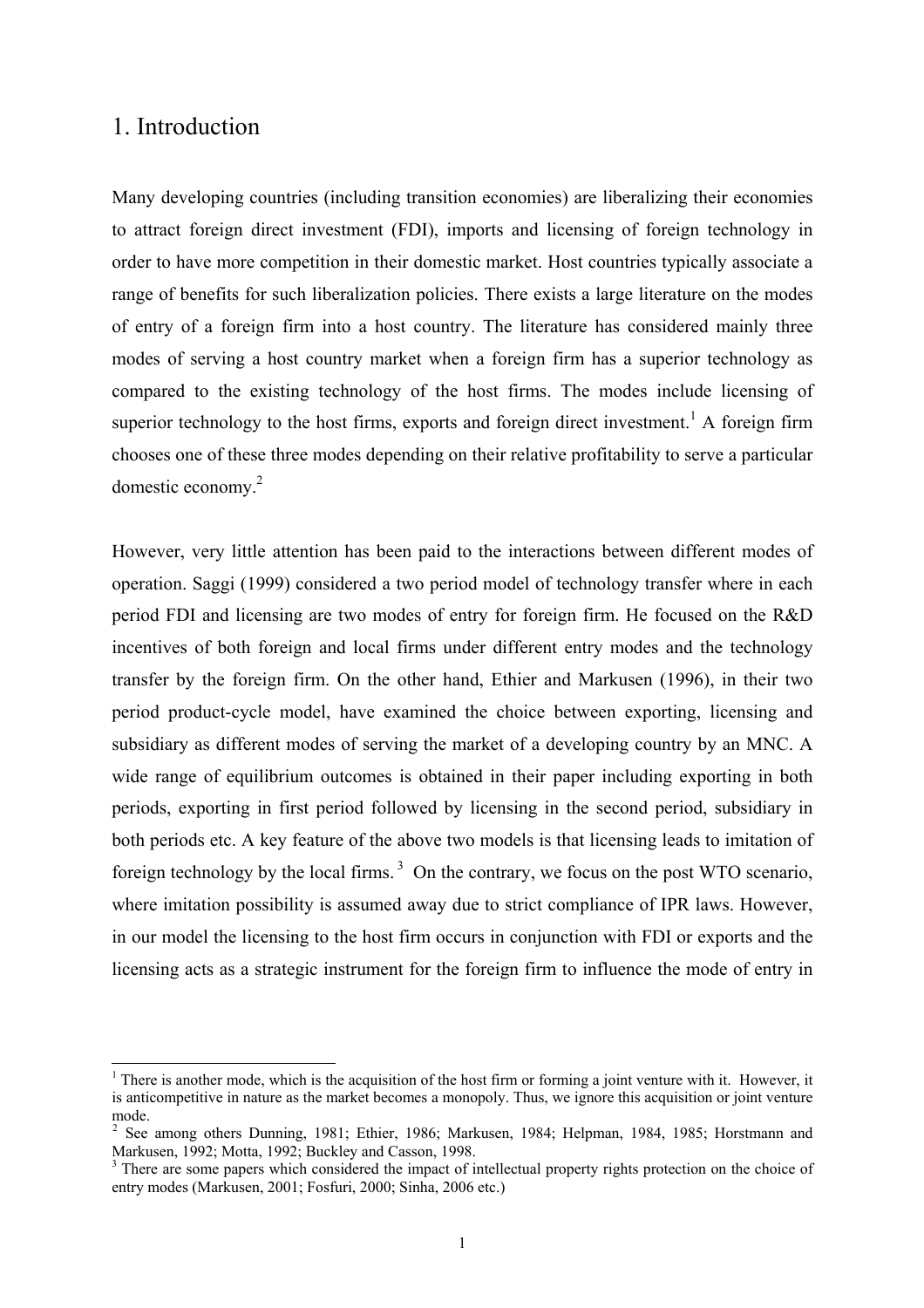# 1. Introduction

Many developing countries (including transition economies) are liberalizing their economies to attract foreign direct investment (FDI), imports and licensing of foreign technology in order to have more competition in their domestic market. Host countries typically associate a range of benefits for such liberalization policies. There exists a large literature on the modes of entry of a foreign firm into a host country. The literature has considered mainly three modes of serving a host country market when a foreign firm has a superior technology as compared to the existing technology of the host firms. The modes include licensing of superior technology to the host firms, exports and foreign direct investment.[1] A foreign firm chooses one of these three modes depending on their relative profitability to serve a particular domestic economy.[2]

However, very little attention has been paid to the interactions between different modes of operation. Saggi (1999) considered a two period model of technology transfer where in each period FDI and licensing are two modes of entry for foreign firm. He focused on the R&D incentives of both foreign and local firms under different entry modes and the technology transfer by the foreign firm. On the other hand, Ethier and Markusen (1996), in their two period product-cycle model, have examined the choice between exporting, licensing and subsidiary as different modes of serving the market of a developing country by an MNC. A wide range of equilibrium outcomes is obtained in their paper including exporting in both periods, exporting in first period followed by licensing in the second period, subsidiary in both periods etc. A key feature of the above two models is that licensing leads to imitation of foreign technology by the local firms.[3] On the contrary, we focus on the post WTO scenario, where imitation possibility is assumed away due to strict compliance of IPR laws. However, in our model the licensing to the host firm occurs in conjunction with FDI or exports and the licensing acts as a strategic instrument for the foreign firm to influence the mode of entry in

---

[1] There is another mode, which is the acquisition of the host firm or forming a joint venture with it. However, it is anticompetitive in nature as the market becomes a monopoly. Thus, we ignore this acquisition or joint venture mode.

[2] See among others Dunning, 1981; Ethier, 1986; Markusen, 1984; Helpman, 1984, 1985; Horstmann and Markusen, 1992; Motta, 1992; Buckley and Casson, 1998.

[3] There are some papers which considered the impact of intellectual property rights protection on the choice of entry modes (Markusen, 2001; Fosfuri, 2000; Sinha, 2006 etc.)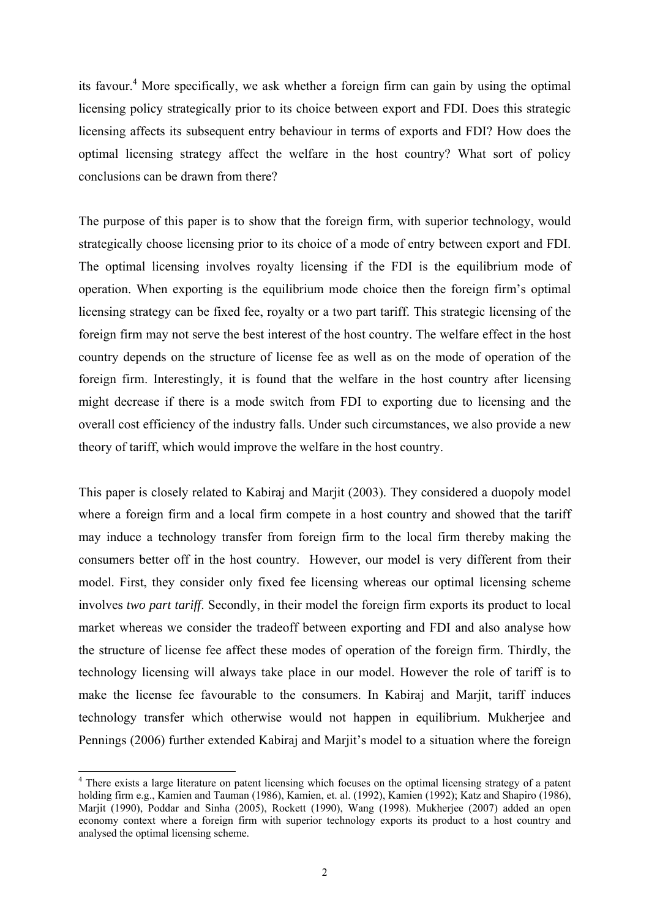its favour.[4] More specifically, we ask whether a foreign firm can gain by using the optimal licensing policy strategically prior to its choice between export and FDI. Does this strategic licensing affects its subsequent entry behaviour in terms of exports and FDI? How does the optimal licensing strategy affect the welfare in the host country? What sort of policy conclusions can be drawn from there?

The purpose of this paper is to show that the foreign firm, with superior technology, would strategically choose licensing prior to its choice of a mode of entry between export and FDI. The optimal licensing involves royalty licensing if the FDI is the equilibrium mode of operation. When exporting is the equilibrium mode choice then the foreign firm's optimal licensing strategy can be fixed fee, royalty or a two part tariff. This strategic licensing of the foreign firm may not serve the best interest of the host country. The welfare effect in the host country depends on the structure of license fee as well as on the mode of operation of the foreign firm. Interestingly, it is found that the welfare in the host country after licensing might decrease if there is a mode switch from FDI to exporting due to licensing and the overall cost efficiency of the industry falls. Under such circumstances, we also provide a new theory of tariff, which would improve the welfare in the host country.

This paper is closely related to Kabiraj and Marjit (2003). They considered a duopoly model where a foreign firm and a local firm compete in a host country and showed that the tariff may induce a technology transfer from foreign firm to the local firm thereby making the consumers better off in the host country. However, our model is very different from their model. First, they consider only fixed fee licensing whereas our optimal licensing scheme involves *two part tariff*. Secondly, in their model the foreign firm exports its product to local market whereas we consider the tradeoff between exporting and FDI and also analyse how the structure of license fee affect these modes of operation of the foreign firm. Thirdly, the technology licensing will always take place in our model. However the role of tariff is to make the license fee favourable to the consumers. In Kabiraj and Marjit, tariff induces technology transfer which otherwise would not happen in equilibrium. Mukherjee and Pennings (2006) further extended Kabiraj and Marjit's model to a situation where the foreign

[4] There exists a large literature on patent licensing which focuses on the optimal licensing strategy of a patent holding firm e.g., Kamien and Tauman (1986), Kamien, et. al. (1992), Kamien (1992); Katz and Shapiro (1986), Marjit (1990), Poddar and Sinha (2005), Rockett (1990), Wang (1998). Mukherjee (2007) added an open economy context where a foreign firm with superior technology exports its product to a host country and analysed the optimal licensing scheme.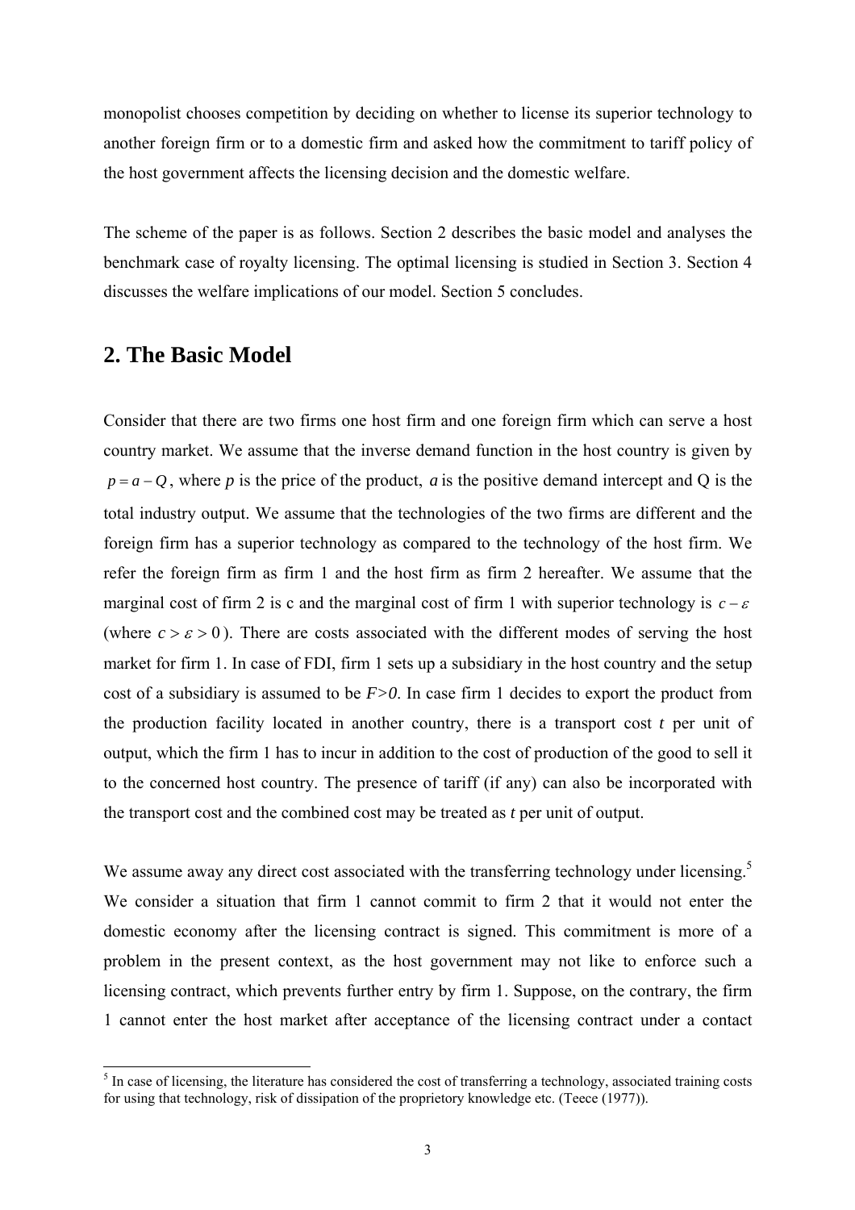monopolist chooses competition by deciding on whether to license its superior technology to another foreign firm or to a domestic firm and asked how the commitment to tariff policy of the host government affects the licensing decision and the domestic welfare.

The scheme of the paper is as follows. Section 2 describes the basic model and analyses the benchmark case of royalty licensing. The optimal licensing is studied in Section 3. Section 4 discusses the welfare implications of our model. Section 5 concludes.

## 2. The Basic Model

Consider that there are two firms one host firm and one foreign firm which can serve a host country market. We assume that the inverse demand function in the host country is given by $p = a - Q$, where $p$ is the price of the product, $a$ is the positive demand intercept and Q is the total industry output. We assume that the technologies of the two firms are different and the foreign firm has a superior technology as compared to the technology of the host firm. We refer the foreign firm as firm 1 and the host firm as firm 2 hereafter. We assume that the marginal cost of firm 2 is c and the marginal cost of firm 1 with superior technology is $c - \varepsilon$ (where $c > \varepsilon > 0$). There are costs associated with the different modes of serving the host market for firm 1. In case of FDI, firm 1 sets up a subsidiary in the host country and the setup cost of a subsidiary is assumed to be $F>0$. In case firm 1 decides to export the product from the production facility located in another country, there is a transport cost $t$ per unit of output, which the firm 1 has to incur in addition to the cost of production of the good to sell it to the concerned host country. The presence of tariff (if any) can also be incorporated with the transport cost and the combined cost may be treated as $t$ per unit of output.

We assume away any direct cost associated with the transferring technology under licensing.[5] We consider a situation that firm 1 cannot commit to firm 2 that it would not enter the domestic economy after the licensing contract is signed. This commitment is more of a problem in the present context, as the host government may not like to enforce such a licensing contract, which prevents further entry by firm 1. Suppose, on the contrary, the firm 1 cannot enter the host market after acceptance of the licensing contract under a contact

[5] In case of licensing, the literature has considered the cost of transferring a technology, associated training costs for using that technology, risk of dissipation of the proprietory knowledge etc. (Teece (1977)).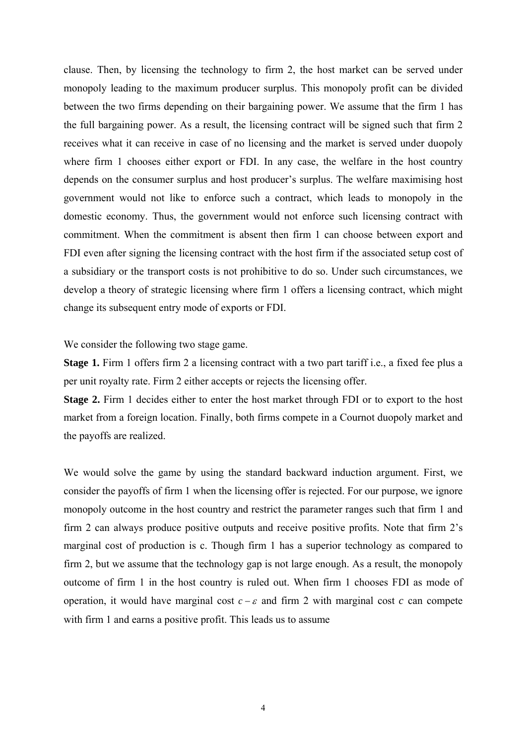clause. Then, by licensing the technology to firm 2, the host market can be served under monopoly leading to the maximum producer surplus. This monopoly profit can be divided between the two firms depending on their bargaining power. We assume that the firm 1 has the full bargaining power. As a result, the licensing contract will be signed such that firm 2 receives what it can receive in case of no licensing and the market is served under duopoly where firm 1 chooses either export or FDI. In any case, the welfare in the host country depends on the consumer surplus and host producer's surplus. The welfare maximising host government would not like to enforce such a contract, which leads to monopoly in the domestic economy. Thus, the government would not enforce such licensing contract with commitment. When the commitment is absent then firm 1 can choose between export and FDI even after signing the licensing contract with the host firm if the associated setup cost of a subsidiary or the transport costs is not prohibitive to do so. Under such circumstances, we develop a theory of strategic licensing where firm 1 offers a licensing contract, which might change its subsequent entry mode of exports or FDI.

We consider the following two stage game.

**Stage 1.** Firm 1 offers firm 2 a licensing contract with a two part tariff i.e., a fixed fee plus a per unit royalty rate. Firm 2 either accepts or rejects the licensing offer.

**Stage 2.** Firm 1 decides either to enter the host market through FDI or to export to the host market from a foreign location. Finally, both firms compete in a Cournot duopoly market and the payoffs are realized.

We would solve the game by using the standard backward induction argument. First, we consider the payoffs of firm 1 when the licensing offer is rejected. For our purpose, we ignore monopoly outcome in the host country and restrict the parameter ranges such that firm 1 and firm 2 can always produce positive outputs and receive positive profits. Note that firm 2's marginal cost of production is c. Though firm 1 has a superior technology as compared to firm 2, but we assume that the technology gap is not large enough. As a result, the monopoly outcome of firm 1 in the host country is ruled out. When firm 1 chooses FDI as mode of operation, it would have marginal cost $c-\varepsilon$ and firm 2 with marginal cost $c$ can compete with firm 1 and earns a positive profit. This leads us to assume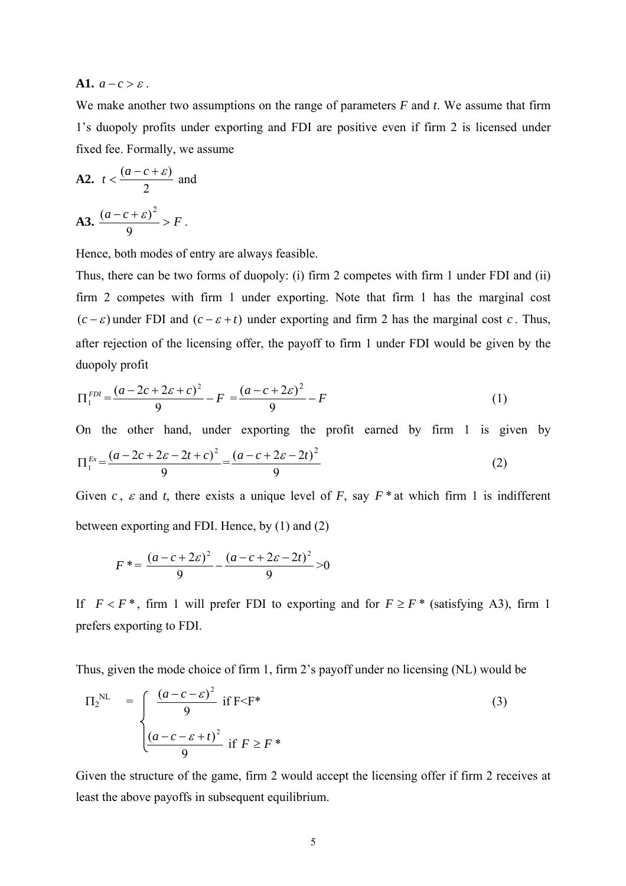**A1.** $a - c > \varepsilon$.

We make another two assumptions on the range of parameters *F* and *t*. We assume that firm 1's duopoly profits under exporting and FDI are positive even if firm 2 is licensed under fixed fee. Formally, we assume

**A2.** $t < \dfrac{(a - c + \varepsilon)}{2}$ and

**A3.** $\dfrac{(a - c + \varepsilon)^2}{9} > F$.

Hence, both modes of entry are always feasible.

Thus, there can be two forms of duopoly: (i) firm 2 competes with firm 1 under FDI and (ii) firm 2 competes with firm 1 under exporting. Note that firm 1 has the marginal cost $(c - \varepsilon)$ under FDI and $(c - \varepsilon + t)$ under exporting and firm 2 has the marginal cost $c$. Thus, after rejection of the licensing offer, the payoff to firm 1 under FDI would be given by the duopoly profit

$$\Pi_1^{FDI} = \frac{(a - 2c + 2\varepsilon + c)^2}{9} - F = \frac{(a - c + 2\varepsilon)^2}{9} - F \tag{1}$$

On the other hand, under exporting the profit earned by firm 1 is given by

$$\Pi_1^{Ex} = \frac{(a - 2c + 2\varepsilon - 2t + c)^2}{9} = \frac{(a - c + 2\varepsilon - 2t)^2}{9} \tag{2}$$

Given $c$, $\varepsilon$ and *t*, there exists a unique level of *F*, say $F^*$ at which firm 1 is indifferent between exporting and FDI. Hence, by (1) and (2)

$$F^* = \frac{(a - c + 2\varepsilon)^2}{9} - \frac{(a - c + 2\varepsilon - 2t)^2}{9} > 0$$

If $F < F^*$, firm 1 will prefer FDI to exporting and for $F \geq F^*$ (satisfying A3), firm 1 prefers exporting to FDI.

Thus, given the mode choice of firm 1, firm 2's payoff under no licensing (NL) would be

$$\Pi_2^{NL} = \begin{cases} \dfrac{(a - c - \varepsilon)^2}{9} & \text{if } F < F^* \\[2ex] \dfrac{(a - c - \varepsilon + t)^2}{9} & \text{if } F \geq F^* \end{cases} \tag{3}$$

Given the structure of the game, firm 2 would accept the licensing offer if firm 2 receives at least the above payoffs in subsequent equilibrium.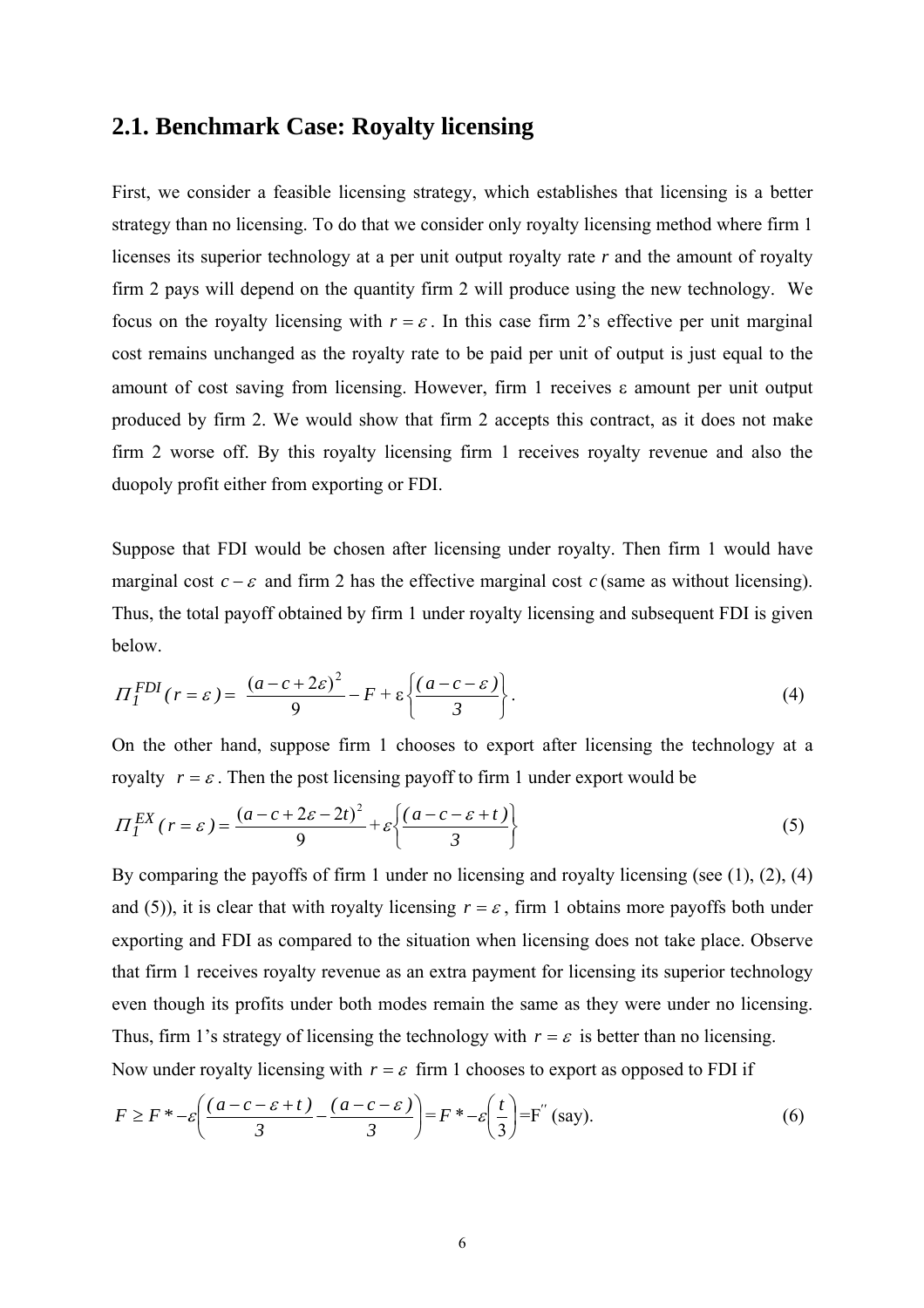## 2.1. Benchmark Case: Royalty licensing

First, we consider a feasible licensing strategy, which establishes that licensing is a better strategy than no licensing. To do that we consider only royalty licensing method where firm 1 licenses its superior technology at a per unit output royalty rate *r* and the amount of royalty firm 2 pays will depend on the quantity firm 2 will produce using the new technology. We focus on the royalty licensing with $r = \varepsilon$. In this case firm 2's effective per unit marginal cost remains unchanged as the royalty rate to be paid per unit of output is just equal to the amount of cost saving from licensing. However, firm 1 receives ε amount per unit output produced by firm 2. We would show that firm 2 accepts this contract, as it does not make firm 2 worse off. By this royalty licensing firm 1 receives royalty revenue and also the duopoly profit either from exporting or FDI.

Suppose that FDI would be chosen after licensing under royalty. Then firm 1 would have marginal cost $c - \varepsilon$ and firm 2 has the effective marginal cost $c$ (same as without licensing). Thus, the total payoff obtained by firm 1 under royalty licensing and subsequent FDI is given below.

$$\Pi_1^{FDI}(r = \varepsilon) = \frac{(a - c + 2\varepsilon)^2}{9} - F + \varepsilon\left\{\frac{(a - c - \varepsilon)}{3}\right\}. \tag{4}$$

On the other hand, suppose firm 1 chooses to export after licensing the technology at a royalty $r = \varepsilon$. Then the post licensing payoff to firm 1 under export would be

$$\Pi_1^{EX}(r = \varepsilon) = \frac{(a - c + 2\varepsilon - 2t)^2}{9} + \varepsilon\left\{\frac{(a - c - \varepsilon + t)}{3}\right\} \tag{5}$$

By comparing the payoffs of firm 1 under no licensing and royalty licensing (see (1), (2), (4) and (5)), it is clear that with royalty licensing $r = \varepsilon$, firm 1 obtains more payoffs both under exporting and FDI as compared to the situation when licensing does not take place. Observe that firm 1 receives royalty revenue as an extra payment for licensing its superior technology even though its profits under both modes remain the same as they were under no licensing. Thus, firm 1's strategy of licensing the technology with $r = \varepsilon$ is better than no licensing.

Now under royalty licensing with $r = \varepsilon$ firm 1 chooses to export as opposed to FDI if

$$F \geq F^* - \varepsilon\left(\frac{(a - c - \varepsilon + t)}{3} - \frac{(a - c - \varepsilon)}{3}\right) = F^* - \varepsilon\left(\frac{t}{3}\right) = F'' \text{ (say)}. \tag{6}$$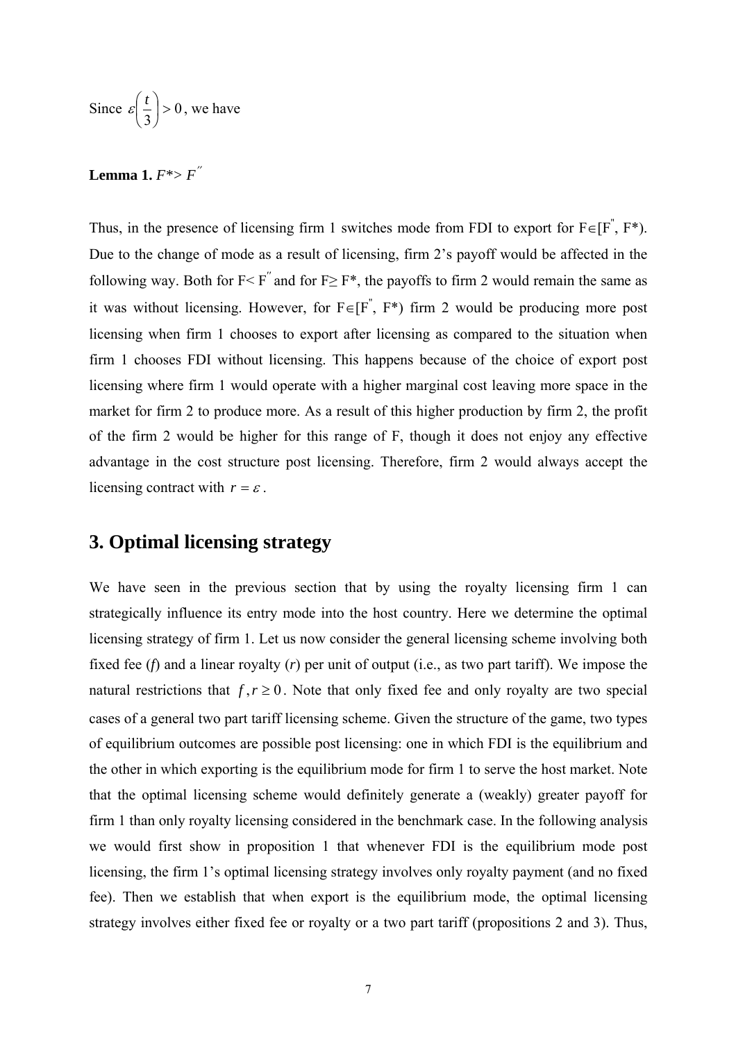Since $\varepsilon\left(\frac{t}{3}\right) > 0$, we have

**Lemma 1.** $F^* > F^{''}$

Thus, in the presence of licensing firm 1 switches mode from FDI to export for $F \in [F^{''}, F^*)$. Due to the change of mode as a result of licensing, firm 2's payoff would be affected in the following way. Both for $F < F^{''}$ and for $F \geq F^*$, the payoffs to firm 2 would remain the same as it was without licensing. However, for $F \in [F^{''}, F^*)$ firm 2 would be producing more post licensing when firm 1 chooses to export after licensing as compared to the situation when firm 1 chooses FDI without licensing. This happens because of the choice of export post licensing where firm 1 would operate with a higher marginal cost leaving more space in the market for firm 2 to produce more. As a result of this higher production by firm 2, the profit of the firm 2 would be higher for this range of F, though it does not enjoy any effective advantage in the cost structure post licensing. Therefore, firm 2 would always accept the licensing contract with $r = \varepsilon$.

## 3. Optimal licensing strategy

We have seen in the previous section that by using the royalty licensing firm 1 can strategically influence its entry mode into the host country. Here we determine the optimal licensing strategy of firm 1. Let us now consider the general licensing scheme involving both fixed fee (*f*) and a linear royalty (*r*) per unit of output (i.e., as two part tariff). We impose the natural restrictions that $f, r \geq 0$. Note that only fixed fee and only royalty are two special cases of a general two part tariff licensing scheme. Given the structure of the game, two types of equilibrium outcomes are possible post licensing: one in which FDI is the equilibrium and the other in which exporting is the equilibrium mode for firm 1 to serve the host market. Note that the optimal licensing scheme would definitely generate a (weakly) greater payoff for firm 1 than only royalty licensing considered in the benchmark case. In the following analysis we would first show in proposition 1 that whenever FDI is the equilibrium mode post licensing, the firm 1's optimal licensing strategy involves only royalty payment (and no fixed fee). Then we establish that when export is the equilibrium mode, the optimal licensing strategy involves either fixed fee or royalty or a two part tariff (propositions 2 and 3). Thus,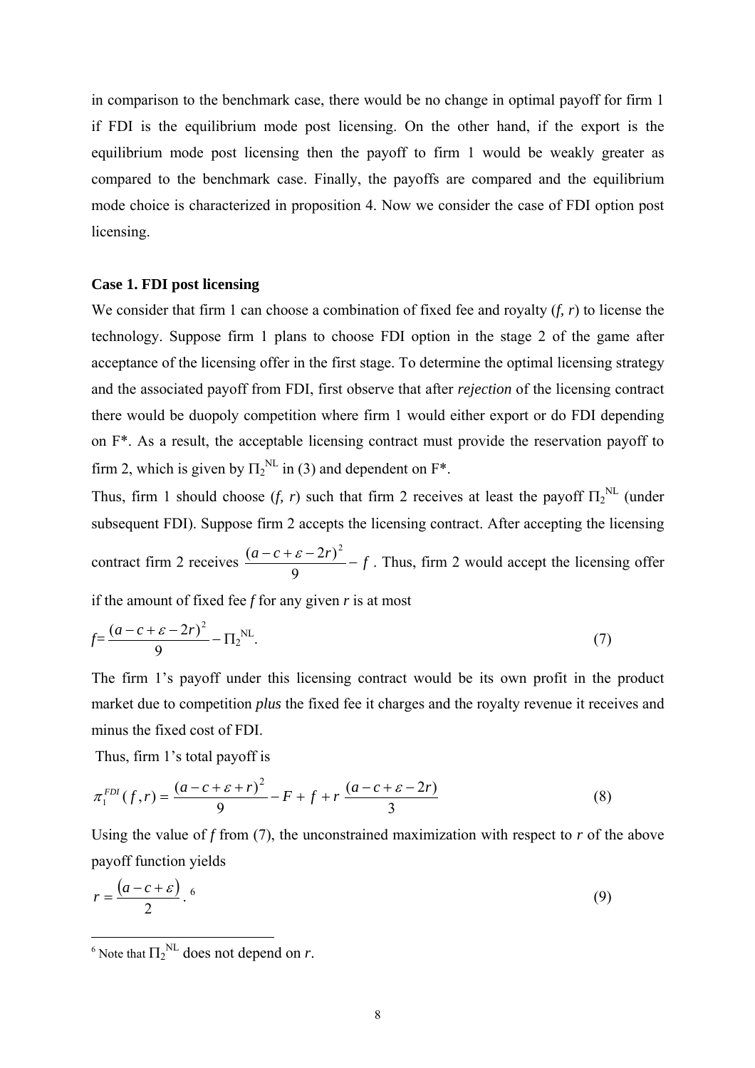in comparison to the benchmark case, there would be no change in optimal payoff for firm 1 if FDI is the equilibrium mode post licensing. On the other hand, if the export is the equilibrium mode post licensing then the payoff to firm 1 would be weakly greater as compared to the benchmark case. Finally, the payoffs are compared and the equilibrium mode choice is characterized in proposition 4. Now we consider the case of FDI option post licensing.

**Case 1. FDI post licensing**

We consider that firm 1 can choose a combination of fixed fee and royalty (*f, r*) to license the technology. Suppose firm 1 plans to choose FDI option in the stage 2 of the game after acceptance of the licensing offer in the first stage. To determine the optimal licensing strategy and the associated payoff from FDI, first observe that after ***rejection*** of the licensing contract there would be duopoly competition where firm 1 would either export or do FDI depending on F*. As a result, the acceptable licensing contract must provide the reservation payoff to firm 2, which is given by $\Pi_2^{NL}$ in (3) and dependent on F*.

Thus, firm 1 should choose (*f, r*) such that firm 2 receives at least the payoff $\Pi_2^{NL}$ (under subsequent FDI). Suppose firm 2 accepts the licensing contract. After accepting the licensing contract firm 2 receives $\frac{(a-c+\varepsilon-2r)^2}{9} - f$. Thus, firm 2 would accept the licensing offer if the amount of fixed fee *f* for any given *r* is at most

$$f = \frac{(a-c+\varepsilon-2r)^2}{9} - \Pi_2^{NL}. \tag{7}$$

The firm 1's payoff under this licensing contract would be its own profit in the product market due to competition *plus* the fixed fee it charges and the royalty revenue it receives and minus the fixed cost of FDI.

Thus, firm 1's total payoff is

$$\pi_1^{FDI}(f,r) = \frac{(a-c+\varepsilon+r)^2}{9} - F + f + r\,\frac{(a-c+\varepsilon-2r)}{3} \tag{8}$$

Using the value of *f* from (7), the unconstrained maximization with respect to *r* of the above payoff function yields

$$r = \frac{(a-c+\varepsilon)}{2}.\ ^{6} \tag{9}$$

[6] Note that $\Pi_2^{NL}$ does not depend on *r*.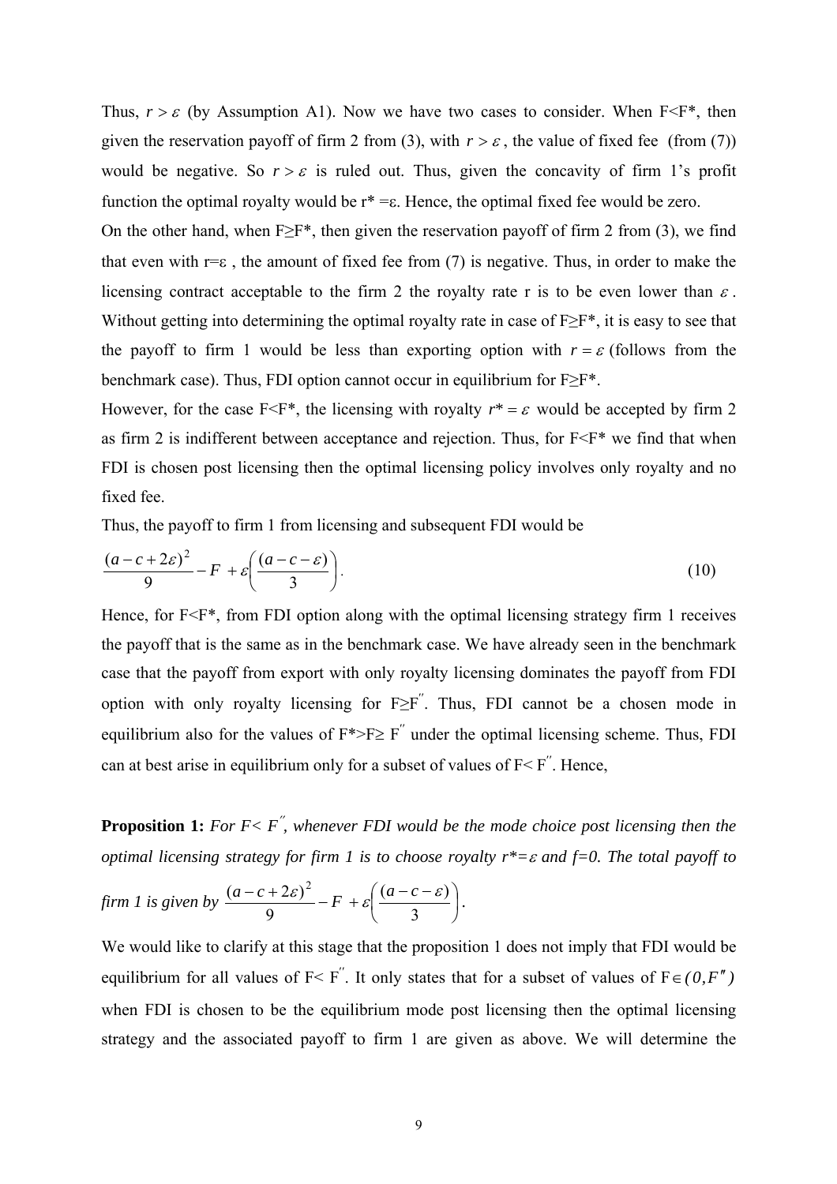Thus, $r > \varepsilon$ (by Assumption A1). Now we have two cases to consider. When F<F*, then given the reservation payoff of firm 2 from (3), with $r > \varepsilon$, the value of fixed fee (from (7)) would be negative. So $r > \varepsilon$ is ruled out. Thus, given the concavity of firm 1's profit function the optimal royalty would be $r^* = \varepsilon$. Hence, the optimal fixed fee would be zero.

On the other hand, when F≥F*, then given the reservation payoff of firm 2 from (3), we find that even with $r = \varepsilon$, the amount of fixed fee from (7) is negative. Thus, in order to make the licensing contract acceptable to the firm 2 the royalty rate r is to be even lower than $\varepsilon$. Without getting into determining the optimal royalty rate in case of F≥F*, it is easy to see that the payoff to firm 1 would be less than exporting option with $r = \varepsilon$ (follows from the benchmark case). Thus, FDI option cannot occur in equilibrium for F≥F*.

However, for the case F<F*, the licensing with royalty $r^* = \varepsilon$ would be accepted by firm 2 as firm 2 is indifferent between acceptance and rejection. Thus, for F<F* we find that when FDI is chosen post licensing then the optimal licensing policy involves only royalty and no fixed fee.

Thus, the payoff to firm 1 from licensing and subsequent FDI would be

$$\frac{(a-c+2\varepsilon)^2}{9} - F + \varepsilon\left(\frac{(a-c-\varepsilon)}{3}\right). \tag{10}$$

Hence, for F<F*, from FDI option along with the optimal licensing strategy firm 1 receives the payoff that is the same as in the benchmark case. We have already seen in the benchmark case that the payoff from export with only royalty licensing dominates the payoff from FDI option with only royalty licensing for $F \geq F''$. Thus, FDI cannot be a chosen mode in equilibrium also for the values of $F^* > F \geq F''$ under the optimal licensing scheme. Thus, FDI can at best arise in equilibrium only for a subset of values of $F < F''$. Hence,

**Proposition 1:** *For $F < F''$, whenever FDI would be the mode choice post licensing then the optimal licensing strategy for firm 1 is to choose royalty $r^* = \varepsilon$ and f=0. The total payoff to firm 1 is given by* $\frac{(a-c+2\varepsilon)^2}{9} - F + \varepsilon\left(\frac{(a-c-\varepsilon)}{3}\right)$.

We would like to clarify at this stage that the proposition 1 does not imply that FDI would be equilibrium for all values of $F < F''$. It only states that for a subset of values of $F \in (0, F'')$ when FDI is chosen to be the equilibrium mode post licensing then the optimal licensing strategy and the associated payoff to firm 1 are given as above. We will determine the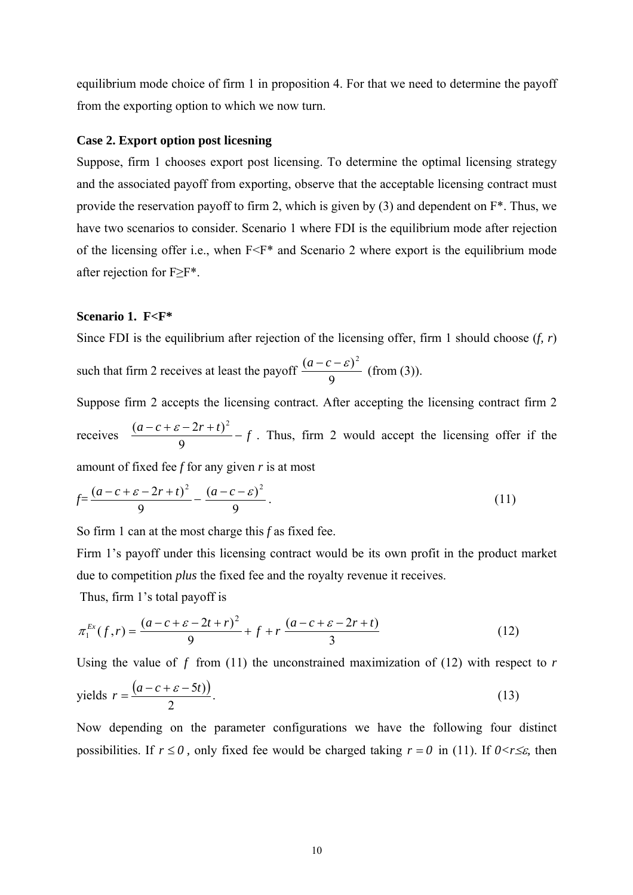equilibrium mode choice of firm 1 in proposition 4. For that we need to determine the payoff from the exporting option to which we now turn.

**Case 2. Export option post licesning**

Suppose, firm 1 chooses export post licensing. To determine the optimal licensing strategy and the associated payoff from exporting, observe that the acceptable licensing contract must provide the reservation payoff to firm 2, which is given by (3) and dependent on F*. Thus, we have two scenarios to consider. Scenario 1 where FDI is the equilibrium mode after rejection of the licensing offer i.e., when F<F* and Scenario 2 where export is the equilibrium mode after rejection for F≥F*.

**Scenario 1. F<F***

Since FDI is the equilibrium after rejection of the licensing offer, firm 1 should choose (*f, r*) such that firm 2 receives at least the payoff $\frac{(a-c-\varepsilon)^2}{9}$ (from (3)).

Suppose firm 2 accepts the licensing contract. After accepting the licensing contract firm 2 receives $\frac{(a-c+\varepsilon-2r+t)^2}{9}-f$. Thus, firm 2 would accept the licensing offer if the amount of fixed fee *f* for any given *r* is at most

$$f=\frac{(a-c+\varepsilon-2r+t)^2}{9}-\frac{(a-c-\varepsilon)^2}{9}. \tag{11}$$

So firm 1 can at the most charge this *f* as fixed fee.

Firm 1's payoff under this licensing contract would be its own profit in the product market due to competition ***plus*** the fixed fee and the royalty revenue it receives.

Thus, firm 1's total payoff is

$$\pi_1^{Ex}(f,r)=\frac{(a-c+\varepsilon-2t+r)^2}{9}+f+r\,\frac{(a-c+\varepsilon-2r+t)}{3} \tag{12}$$

Using the value of $f$ from (11) the unconstrained maximization of (12) with respect to *r* yields $r=\frac{(a-c+\varepsilon-5t))}{2}$. (13)

Now depending on the parameter configurations we have the following four distinct possibilities. If $r\le 0$, only fixed fee would be charged taking $r=0$ in (11). If $0<r\le\varepsilon$, then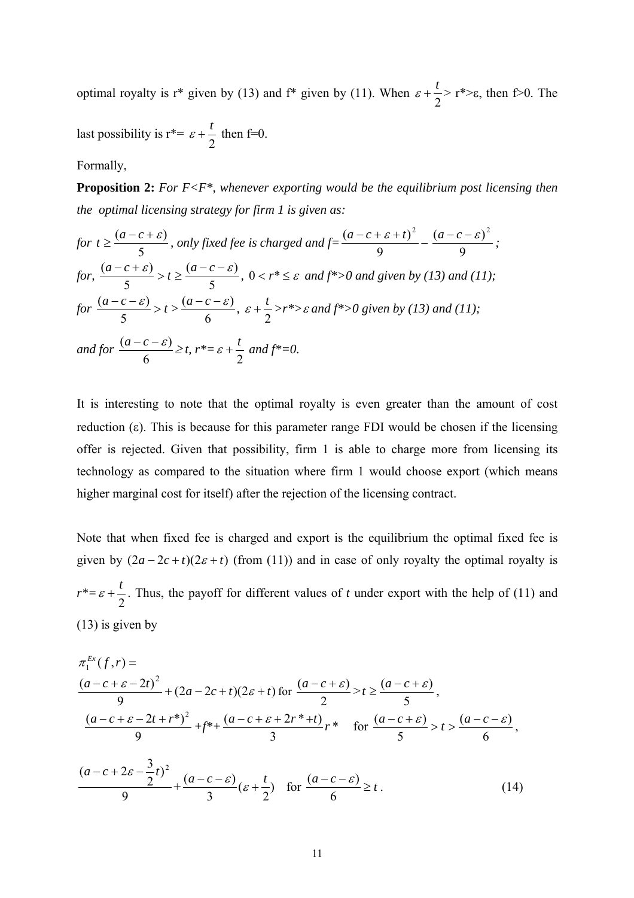optimal royalty is r* given by (13) and f* given by (11). When $\varepsilon + \frac{t}{2} >$ r*>ε, then f>0. The last possibility is r*= $\varepsilon + \frac{t}{2}$ then f=0.

Formally,

**Proposition 2:** *For F<F\*, whenever exporting would be the equilibrium post licensing then the optimal licensing strategy for firm 1 is given as:*

*for* $t \geq \frac{(a-c+\varepsilon)}{5}$, *only fixed fee is charged and f=* $\frac{(a-c+\varepsilon+t)^2}{9} - \frac{(a-c-\varepsilon)^2}{9}$ *;*

*for,* $\frac{(a-c+\varepsilon)}{5} > t \geq \frac{(a-c-\varepsilon)}{5}$, $0 < r^* \leq \varepsilon$ *and f\*>0 and given by (13) and (11);*

*for* $\frac{(a-c-\varepsilon)}{5} > t > \frac{(a-c-\varepsilon)}{6}$, $\varepsilon + \frac{t}{2} > r^* > \varepsilon$ *and f\*>0 given by (13) and (11);*

*and for* $\frac{(a-c-\varepsilon)}{6} \geq t$, $r^* = \varepsilon + \frac{t}{2}$ *and f\*=0.*

It is interesting to note that the optimal royalty is even greater than the amount of cost reduction (ε). This is because for this parameter range FDI would be chosen if the licensing offer is rejected. Given that possibility, firm 1 is able to charge more from licensing its technology as compared to the situation where firm 1 would choose export (which means higher marginal cost for itself) after the rejection of the licensing contract.

Note that when fixed fee is charged and export is the equilibrium the optimal fixed fee is given by $(2a-2c+t)(2\varepsilon+t)$ (from (11)) and in case of only royalty the optimal royalty is $r^* = \varepsilon + \frac{t}{2}$. Thus, the payoff for different values of *t* under export with the help of (11) and (13) is given by

$$\pi_1^{Ex}(f,r) =$$

$$\frac{(a-c+\varepsilon-2t)^2}{9} + (2a-2c+t)(2\varepsilon+t) \text{ for } \frac{(a-c+\varepsilon)}{2} > t \geq \frac{(a-c+\varepsilon)}{5},$$

$$\frac{(a-c+\varepsilon-2t+r^*)^2}{9} + f^* + \frac{(a-c+\varepsilon+2r^*+t)}{3} r^* \quad \text{for } \frac{(a-c+\varepsilon)}{5} > t > \frac{(a-c-\varepsilon)}{6},$$

$$\frac{(a-c+2\varepsilon-\frac{3}{2}t)^2}{9} + \frac{(a-c-\varepsilon)}{3}(\varepsilon+\frac{t}{2}) \quad \text{for } \frac{(a-c-\varepsilon)}{6} \geq t. \tag{14}$$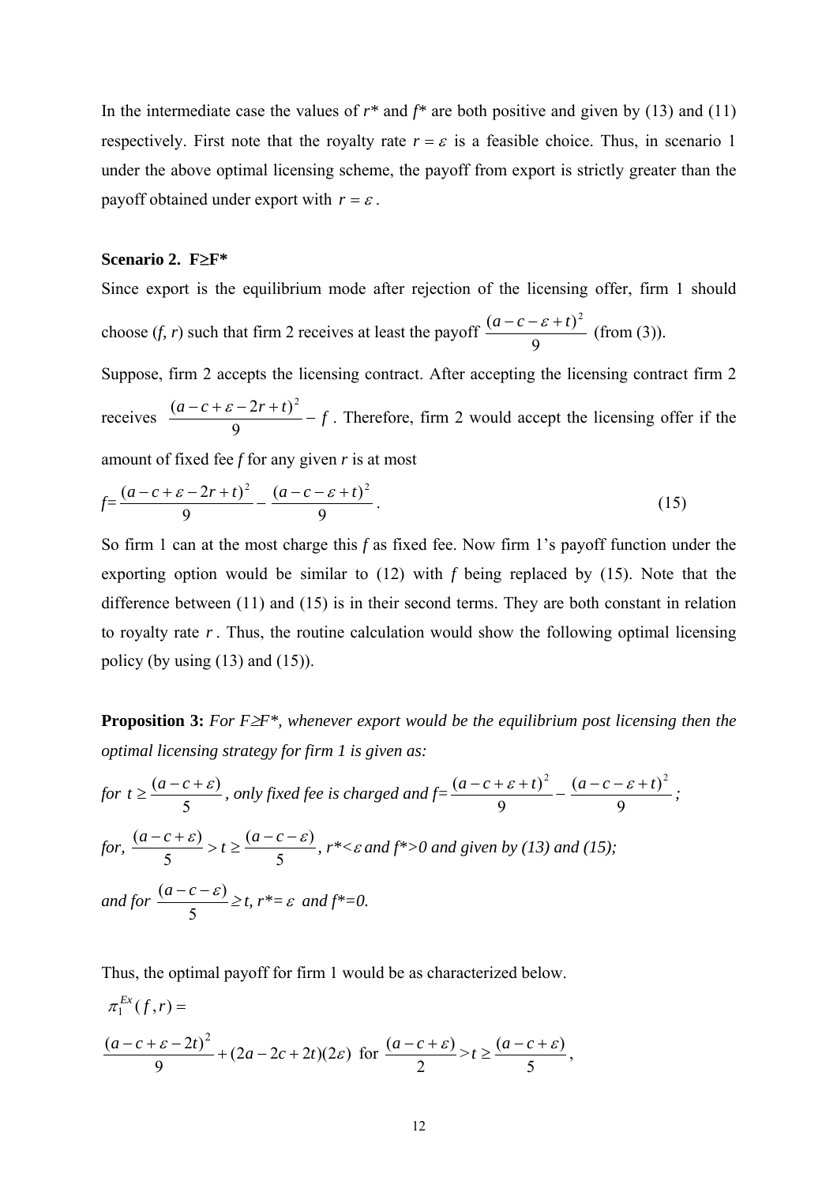In the intermediate case the values of $r^*$ and $f^*$ are both positive and given by (13) and (11) respectively. First note that the royalty rate $r = \varepsilon$ is a feasible choice. Thus, in scenario 1 under the above optimal licensing scheme, the payoff from export is strictly greater than the payoff obtained under export with $r = \varepsilon$.

**Scenario 2. F≥F***

Since export is the equilibrium mode after rejection of the licensing offer, firm 1 should choose ($f$, $r$) such that firm 2 receives at least the payoff $\frac{(a-c-\varepsilon+t)^2}{9}$ (from (3)).

Suppose, firm 2 accepts the licensing contract. After accepting the licensing contract firm 2 receives $\frac{(a-c+\varepsilon-2r+t)^2}{9} - f$. Therefore, firm 2 would accept the licensing offer if the amount of fixed fee $f$ for any given $r$ is at most

$$f = \frac{(a-c+\varepsilon-2r+t)^2}{9} - \frac{(a-c-\varepsilon+t)^2}{9}. \tag{15}$$

So firm 1 can at the most charge this $f$ as fixed fee. Now firm 1's payoff function under the exporting option would be similar to (12) with $f$ being replaced by (15). Note that the difference between (11) and (15) is in their second terms. They are both constant in relation to royalty rate $r$. Thus, the routine calculation would show the following optimal licensing policy (by using (13) and (15)).

**Proposition 3:** *For F≥F\*, whenever export would be the equilibrium post licensing then the optimal licensing strategy for firm 1 is given as:*

*for* $t \geq \frac{(a-c+\varepsilon)}{5}$*, only fixed fee is charged and* $f = \frac{(a-c+\varepsilon+t)^2}{9} - \frac{(a-c-\varepsilon+t)^2}{9}$;

*for,* $\frac{(a-c+\varepsilon)}{5} > t \geq \frac{(a-c-\varepsilon)}{5}$*,* $r^* < \varepsilon$ *and* $f^* > 0$ *and given by (13) and (15);*

*and for* $\frac{(a-c-\varepsilon)}{5} \geq t$*,* $r^* = \varepsilon$ *and* $f^* = 0$*.*

Thus, the optimal payoff for firm 1 would be as characterized below.

$\pi_1^{Ex}(f, r) =$

$$\frac{(a-c+\varepsilon-2t)^2}{9} + (2a-2c+2t)(2\varepsilon) \text{ for } \frac{(a-c+\varepsilon)}{2} > t \geq \frac{(a-c+\varepsilon)}{5},$$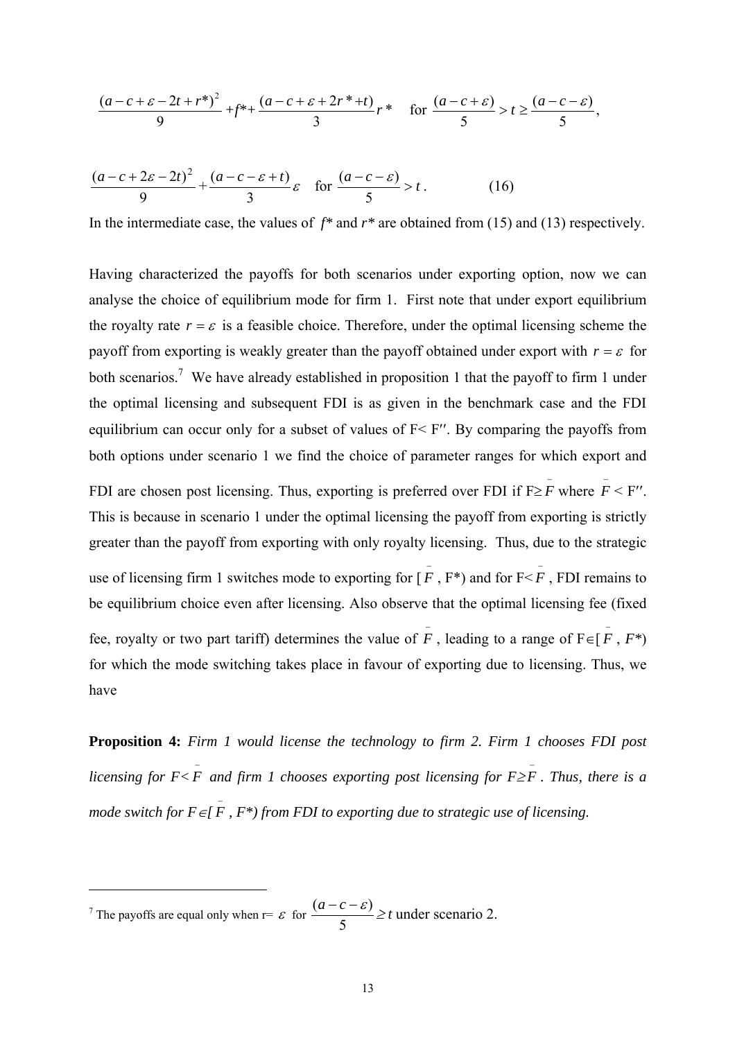$$\frac{(a-c+\varepsilon-2t+r^*)^2}{9}+f^*+\frac{(a-c+\varepsilon+2r^*+t)}{3}r^* \quad \text{for } \frac{(a-c+\varepsilon)}{5}>t\geq\frac{(a-c-\varepsilon)}{5},$$

$$\frac{(a-c+2\varepsilon-2t)^2}{9}+\frac{(a-c-\varepsilon+t)}{3}\varepsilon \quad \text{for } \frac{(a-c-\varepsilon)}{5}>t. \qquad (16)$$

In the intermediate case, the values of $f^*$ and $r^*$ are obtained from (15) and (13) respectively.

Having characterized the payoffs for both scenarios under exporting option, now we can analyse the choice of equilibrium mode for firm 1. First note that under export equilibrium the royalty rate $r=\varepsilon$ is a feasible choice. Therefore, under the optimal licensing scheme the payoff from exporting is weakly greater than the payoff obtained under export with $r=\varepsilon$ for both scenarios.[7] We have already established in proposition 1 that the payoff to firm 1 under the optimal licensing and subsequent FDI is as given in the benchmark case and the FDI equilibrium can occur only for a subset of values of $F < F''$. By comparing the payoffs from both options under scenario 1 we find the choice of parameter ranges for which export and FDI are chosen post licensing. Thus, exporting is preferred over FDI if $F\geq\bar{F}$ where $\bar{F} < F''$. This is because in scenario 1 under the optimal licensing the payoff from exporting is strictly greater than the payoff from exporting with only royalty licensing. Thus, due to the strategic use of licensing firm 1 switches mode to exporting for $[\bar{F}, F^*)$ and for $F<\bar{F}$, FDI remains to be equilibrium choice even after licensing. Also observe that the optimal licensing fee (fixed fee, royalty or two part tariff) determines the value of $\bar{F}$, leading to a range of $F\in[\bar{F}, F^*)$ for which the mode switching takes place in favour of exporting due to licensing. Thus, we have

**Proposition 4:** *Firm 1 would license the technology to firm 2. Firm 1 chooses FDI post licensing for $F<\bar{F}$ and firm 1 chooses exporting post licensing for $F\geq\bar{F}$. Thus, there is a mode switch for $F\in[\bar{F}, F^*)$ from FDI to exporting due to strategic use of licensing.*

---

[7] The payoffs are equal only when r= $\varepsilon$ for $\frac{(a-c-\varepsilon)}{5}\geq t$ under scenario 2.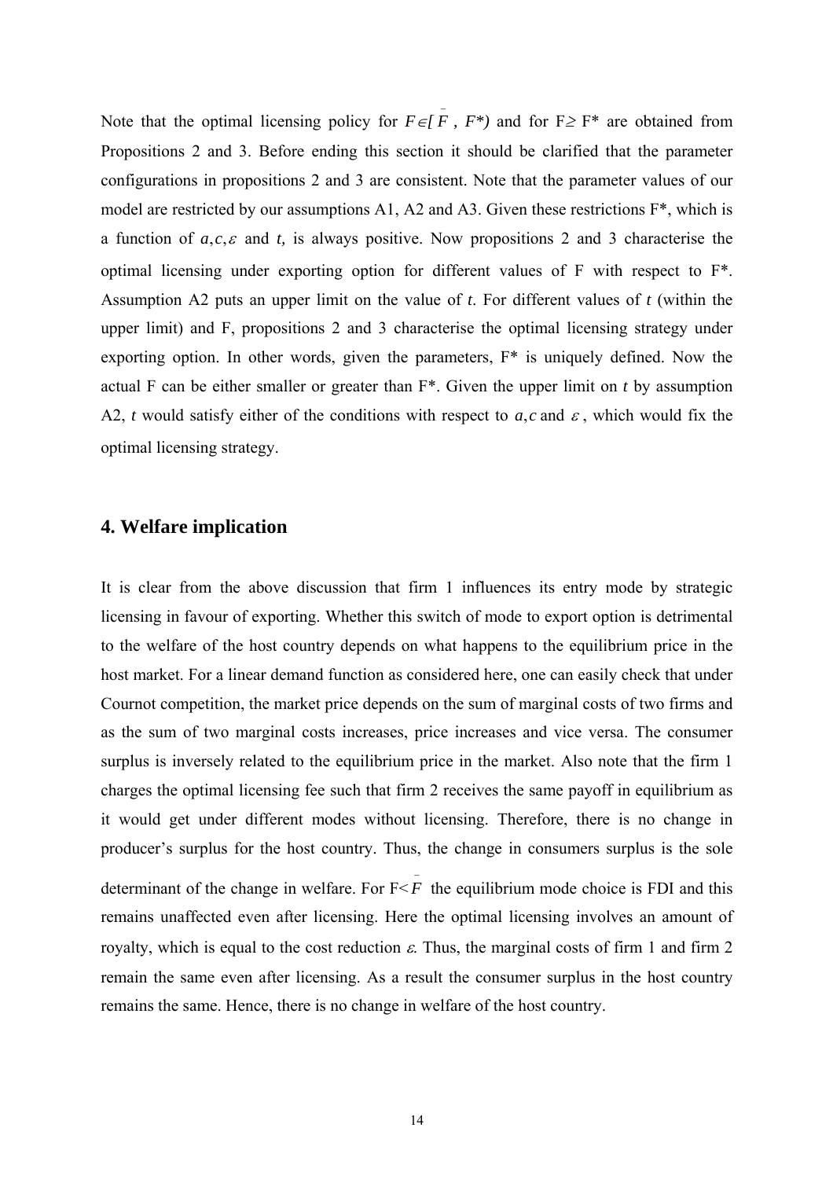Note that the optimal licensing policy for $F \in [\bar{F}, F^*)$ and for $F \geq F^*$ are obtained from Propositions 2 and 3. Before ending this section it should be clarified that the parameter configurations in propositions 2 and 3 are consistent. Note that the parameter values of our model are restricted by our assumptions A1, A2 and A3. Given these restrictions F*, which is a function of $a, c, \varepsilon$ and $t$, is always positive. Now propositions 2 and 3 characterise the optimal licensing under exporting option for different values of F with respect to F*. Assumption A2 puts an upper limit on the value of $t$. For different values of $t$ (within the upper limit) and F, propositions 2 and 3 characterise the optimal licensing strategy under exporting option. In other words, given the parameters, F* is uniquely defined. Now the actual F can be either smaller or greater than F*. Given the upper limit on $t$ by assumption A2, $t$ would satisfy either of the conditions with respect to $a, c$ and $\varepsilon$, which would fix the optimal licensing strategy.

## 4. Welfare implication

It is clear from the above discussion that firm 1 influences its entry mode by strategic licensing in favour of exporting. Whether this switch of mode to export option is detrimental to the welfare of the host country depends on what happens to the equilibrium price in the host market. For a linear demand function as considered here, one can easily check that under Cournot competition, the market price depends on the sum of marginal costs of two firms and as the sum of two marginal costs increases, price increases and vice versa. The consumer surplus is inversely related to the equilibrium price in the market. Also note that the firm 1 charges the optimal licensing fee such that firm 2 receives the same payoff in equilibrium as it would get under different modes without licensing. Therefore, there is no change in producer's surplus for the host country. Thus, the change in consumers surplus is the sole determinant of the change in welfare. For $F < \bar{F}$ the equilibrium mode choice is FDI and this remains unaffected even after licensing. Here the optimal licensing involves an amount of royalty, which is equal to the cost reduction $\varepsilon$. Thus, the marginal costs of firm 1 and firm 2 remain the same even after licensing. As a result the consumer surplus in the host country remains the same. Hence, there is no change in welfare of the host country.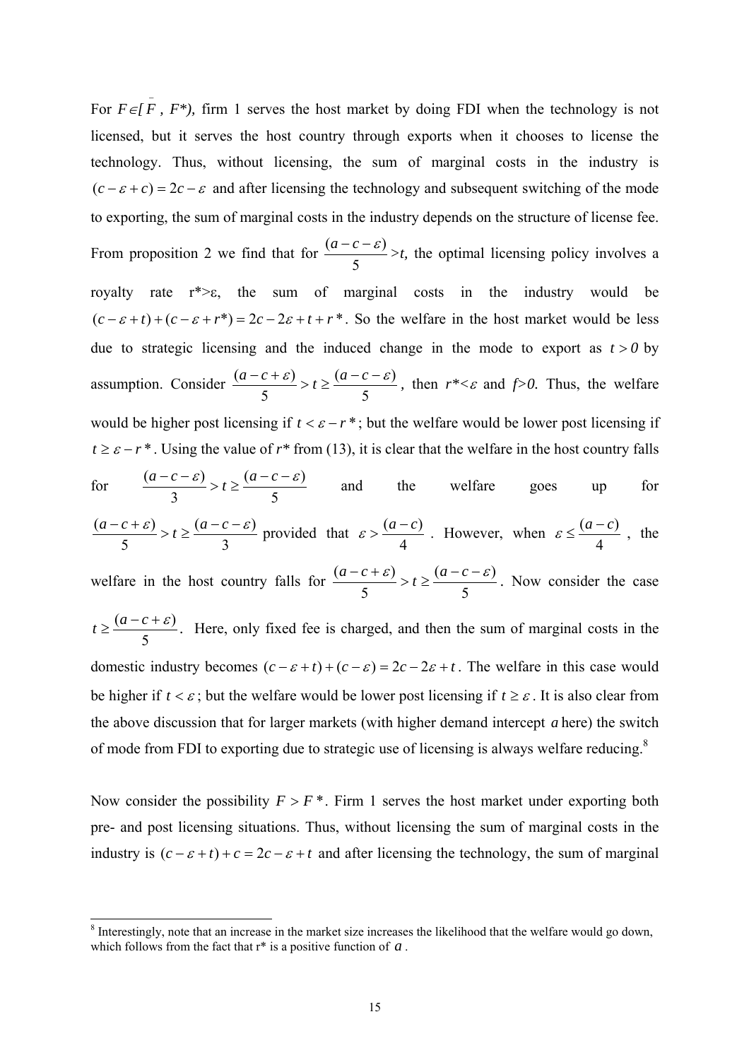For $F \in [\bar{F}, F^*)$, firm 1 serves the host market by doing FDI when the technology is not licensed, but it serves the host country through exports when it chooses to license the technology. Thus, without licensing, the sum of marginal costs in the industry is $(c - \varepsilon + c) = 2c - \varepsilon$ and after licensing the technology and subsequent switching of the mode to exporting, the sum of marginal costs in the industry depends on the structure of license fee. From proposition 2 we find that for $\frac{(a-c-\varepsilon)}{5} > t$, the optimal licensing policy involves a royalty rate $r^* > \varepsilon$, the sum of marginal costs in the industry would be $(c - \varepsilon + t) + (c - \varepsilon + r^*) = 2c - 2\varepsilon + t + r^*$. So the welfare in the host market would be less due to strategic licensing and the induced change in the mode to export as $t > 0$ by assumption. Consider $\frac{(a-c+\varepsilon)}{5} > t \geq \frac{(a-c-\varepsilon)}{5}$, then $r^* < \varepsilon$ and $f > 0$. Thus, the welfare would be higher post licensing if $t < \varepsilon - r^*$; but the welfare would be lower post licensing if $t \geq \varepsilon - r^*$. Using the value of $r^*$ from (13), it is clear that the welfare in the host country falls for $\frac{(a-c-\varepsilon)}{3} > t \geq \frac{(a-c-\varepsilon)}{5}$ and the welfare goes up for $\frac{(a-c+\varepsilon)}{5} > t \geq \frac{(a-c-\varepsilon)}{3}$ provided that $\varepsilon > \frac{(a-c)}{4}$. However, when $\varepsilon \leq \frac{(a-c)}{4}$, the welfare in the host country falls for $\frac{(a-c+\varepsilon)}{5} > t \geq \frac{(a-c-\varepsilon)}{5}$. Now consider the case $t \geq \frac{(a-c+\varepsilon)}{5}$. Here, only fixed fee is charged, and then the sum of marginal costs in the domestic industry becomes $(c - \varepsilon + t) + (c - \varepsilon) = 2c - 2\varepsilon + t$. The welfare in this case would be higher if $t < \varepsilon$; but the welfare would be lower post licensing if $t \geq \varepsilon$. It is also clear from the above discussion that for larger markets (with higher demand intercept $a$ here) the switch of mode from FDI to exporting due to strategic use of licensing is always welfare reducing.[8]

Now consider the possibility $F > F^*$. Firm 1 serves the host market under exporting both pre- and post licensing situations. Thus, without licensing the sum of marginal costs in the industry is $(c - \varepsilon + t) + c = 2c - \varepsilon + t$ and after licensing the technology, the sum of marginal

[8] Interestingly, note that an increase in the market size increases the likelihood that the welfare would go down, which follows from the fact that r* is a positive function of $a$.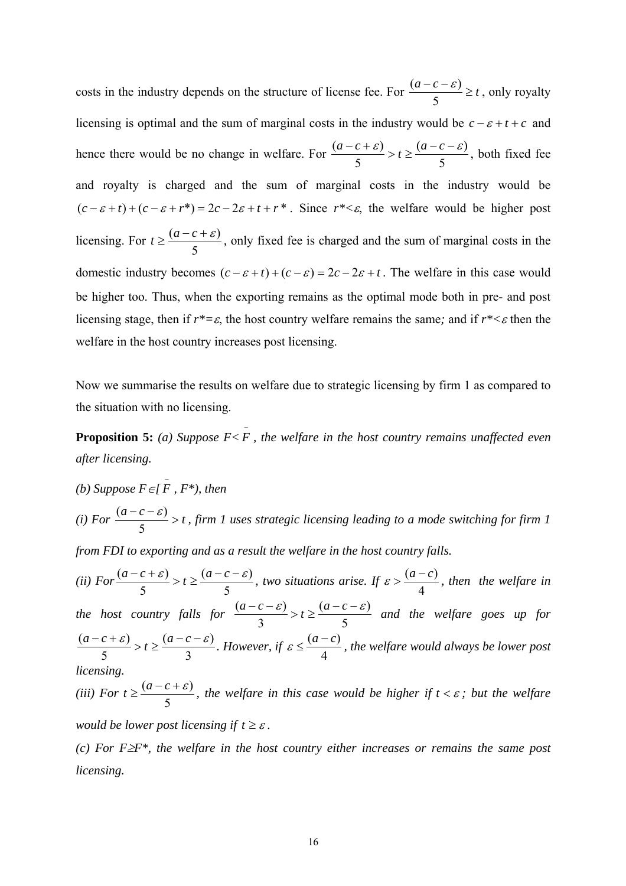costs in the industry depends on the structure of license fee. For $\frac{(a-c-\varepsilon)}{5} \geq t$, only royalty licensing is optimal and the sum of marginal costs in the industry would be $c-\varepsilon+t+c$ and hence there would be no change in welfare. For $\frac{(a-c+\varepsilon)}{5} > t \geq \frac{(a-c-\varepsilon)}{5}$, both fixed fee and royalty is charged and the sum of marginal costs in the industry would be $(c-\varepsilon+t)+(c-\varepsilon+r^*) = 2c-2\varepsilon+t+r^*$. Since $r^*<\varepsilon$, the welfare would be higher post licensing. For $t \geq \frac{(a-c+\varepsilon)}{5}$, only fixed fee is charged and the sum of marginal costs in the domestic industry becomes $(c-\varepsilon+t)+(c-\varepsilon) = 2c-2\varepsilon+t$. The welfare in this case would be higher too. Thus, when the exporting remains as the optimal mode both in pre- and post licensing stage, then if $r^*=\varepsilon$, the host country welfare remains the same*;* and if $r^*<\varepsilon$ then the welfare in the host country increases post licensing.

Now we summarise the results on welfare due to strategic licensing by firm 1 as compared to the situation with no licensing.

**Proposition 5:** *(a) Suppose $F<\bar{F}$, the welfare in the host country remains unaffected even after licensing.*

*(b) Suppose $F\in[\bar{F}, F^*)$, then*

*(i) For $\frac{(a-c-\varepsilon)}{5} > t$, firm 1 uses strategic licensing leading to a mode switching for firm 1 from FDI to exporting and as a result the welfare in the host country falls.*

*(ii) For $\frac{(a-c+\varepsilon)}{5} > t \geq \frac{(a-c-\varepsilon)}{5}$, two situations arise. If $\varepsilon > \frac{(a-c)}{4}$, then the welfare in the host country falls for $\frac{(a-c-\varepsilon)}{3} > t \geq \frac{(a-c-\varepsilon)}{5}$ and the welfare goes up for $\frac{(a-c+\varepsilon)}{5} > t \geq \frac{(a-c-\varepsilon)}{3}$. However, if $\varepsilon \leq \frac{(a-c)}{4}$, the welfare would always be lower post licensing.*

*(iii) For $t \geq \frac{(a-c+\varepsilon)}{5}$, the welfare in this case would be higher if $t<\varepsilon$; but the welfare would be lower post licensing if $t \geq \varepsilon$.*

*(c) For $F\geq F^*$, the welfare in the host country either increases or remains the same post licensing.*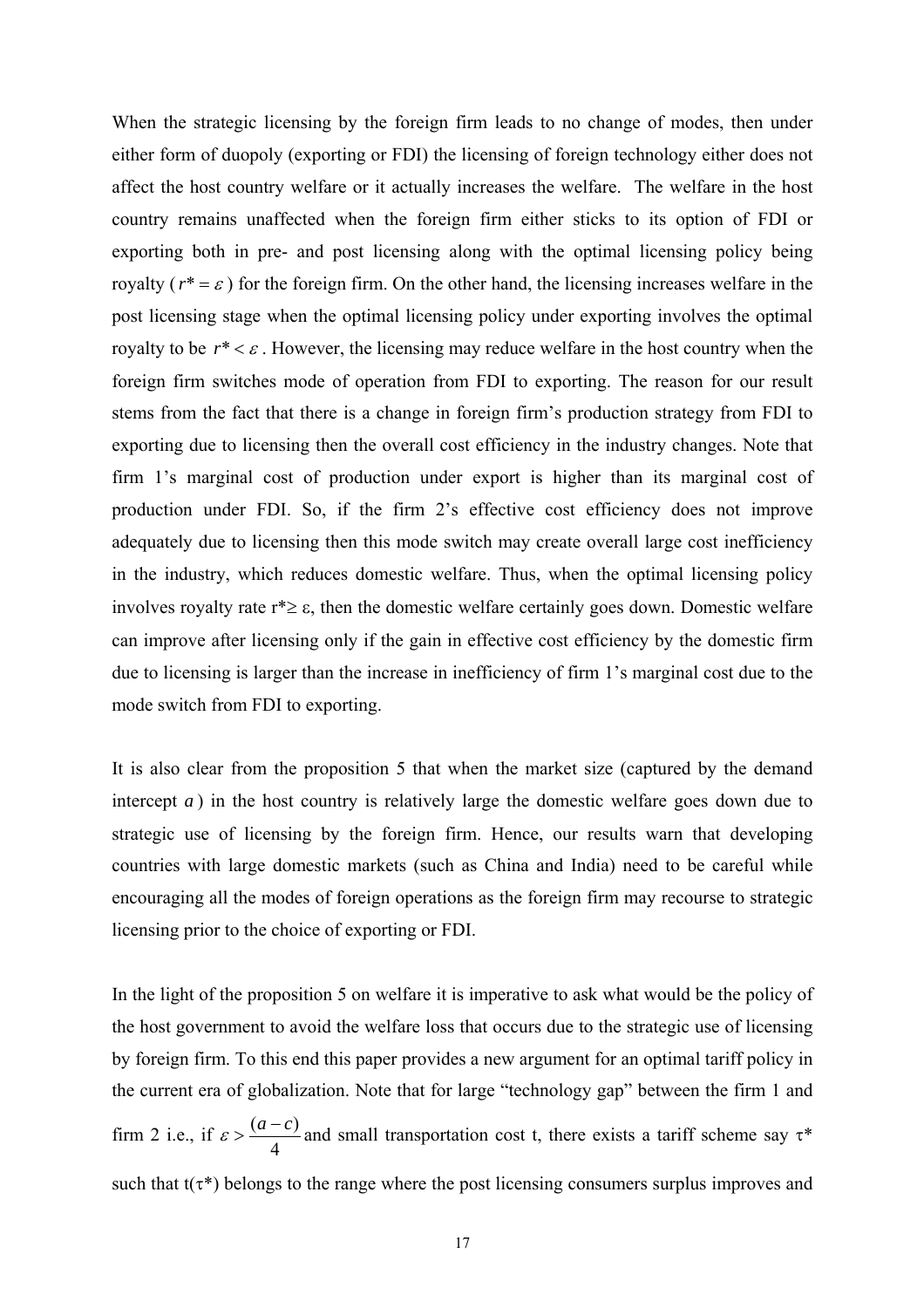When the strategic licensing by the foreign firm leads to no change of modes, then under either form of duopoly (exporting or FDI) the licensing of foreign technology either does not affect the host country welfare or it actually increases the welfare. The welfare in the host country remains unaffected when the foreign firm either sticks to its option of FDI or exporting both in pre- and post licensing along with the optimal licensing policy being royalty ($r^* = \varepsilon$) for the foreign firm. On the other hand, the licensing increases welfare in the post licensing stage when the optimal licensing policy under exporting involves the optimal royalty to be $r^* < \varepsilon$. However, the licensing may reduce welfare in the host country when the foreign firm switches mode of operation from FDI to exporting. The reason for our result stems from the fact that there is a change in foreign firm's production strategy from FDI to exporting due to licensing then the overall cost efficiency in the industry changes. Note that firm 1's marginal cost of production under export is higher than its marginal cost of production under FDI. So, if the firm 2's effective cost efficiency does not improve adequately due to licensing then this mode switch may create overall large cost inefficiency in the industry, which reduces domestic welfare. Thus, when the optimal licensing policy involves royalty rate $r^* \geq \varepsilon$, then the domestic welfare certainly goes down. Domestic welfare can improve after licensing only if the gain in effective cost efficiency by the domestic firm due to licensing is larger than the increase in inefficiency of firm 1's marginal cost due to the mode switch from FDI to exporting.

It is also clear from the proposition 5 that when the market size (captured by the demand intercept $a$) in the host country is relatively large the domestic welfare goes down due to strategic use of licensing by the foreign firm. Hence, our results warn that developing countries with large domestic markets (such as China and India) need to be careful while encouraging all the modes of foreign operations as the foreign firm may recourse to strategic licensing prior to the choice of exporting or FDI.

In the light of the proposition 5 on welfare it is imperative to ask what would be the policy of the host government to avoid the welfare loss that occurs due to the strategic use of licensing by foreign firm. To this end this paper provides a new argument for an optimal tariff policy in the current era of globalization. Note that for large "technology gap" between the firm 1 and firm 2 i.e., if $\varepsilon > \frac{(a-c)}{4}$ and small transportation cost t, there exists a tariff scheme say $\tau^*$ such that $t(\tau^*)$ belongs to the range where the post licensing consumers surplus improves and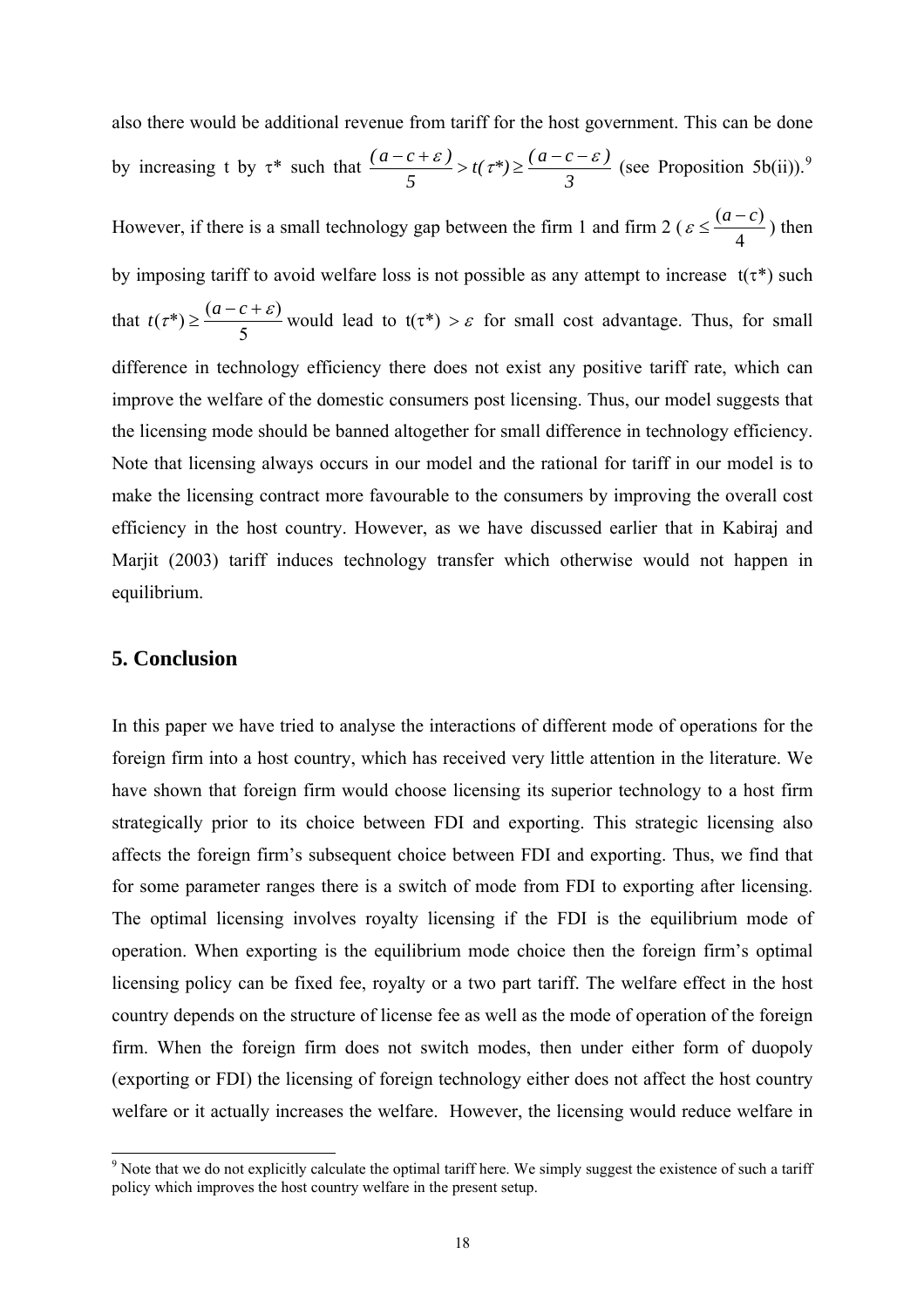also there would be additional revenue from tariff for the host government. This can be done by increasing t by τ* such that $\frac{(a-c+\varepsilon)}{5} > t(\tau^*) \geq \frac{(a-c-\varepsilon)}{3}$ (see Proposition 5b(ii)).[9] However, if there is a small technology gap between the firm 1 and firm 2 ($\varepsilon \leq \frac{(a-c)}{4}$) then by imposing tariff to avoid welfare loss is not possible as any attempt to increase $t(\tau^*)$ such that $t(\tau^*) \geq \frac{(a-c+\varepsilon)}{5}$ would lead to $t(\tau^*) > \varepsilon$ for small cost advantage. Thus, for small difference in technology efficiency there does not exist any positive tariff rate, which can improve the welfare of the domestic consumers post licensing. Thus, our model suggests that the licensing mode should be banned altogether for small difference in technology efficiency. Note that licensing always occurs in our model and the rational for tariff in our model is to make the licensing contract more favourable to the consumers by improving the overall cost efficiency in the host country. However, as we have discussed earlier that in Kabiraj and Marjit (2003) tariff induces technology transfer which otherwise would not happen in equilibrium.

## 5. Conclusion

In this paper we have tried to analyse the interactions of different mode of operations for the foreign firm into a host country, which has received very little attention in the literature. We have shown that foreign firm would choose licensing its superior technology to a host firm strategically prior to its choice between FDI and exporting. This strategic licensing also affects the foreign firm's subsequent choice between FDI and exporting. Thus, we find that for some parameter ranges there is a switch of mode from FDI to exporting after licensing. The optimal licensing involves royalty licensing if the FDI is the equilibrium mode of operation. When exporting is the equilibrium mode choice then the foreign firm's optimal licensing policy can be fixed fee, royalty or a two part tariff. The welfare effect in the host country depends on the structure of license fee as well as the mode of operation of the foreign firm. When the foreign firm does not switch modes, then under either form of duopoly (exporting or FDI) the licensing of foreign technology either does not affect the host country welfare or it actually increases the welfare. However, the licensing would reduce welfare in

[9] Note that we do not explicitly calculate the optimal tariff here. We simply suggest the existence of such a tariff policy which improves the host country welfare in the present setup.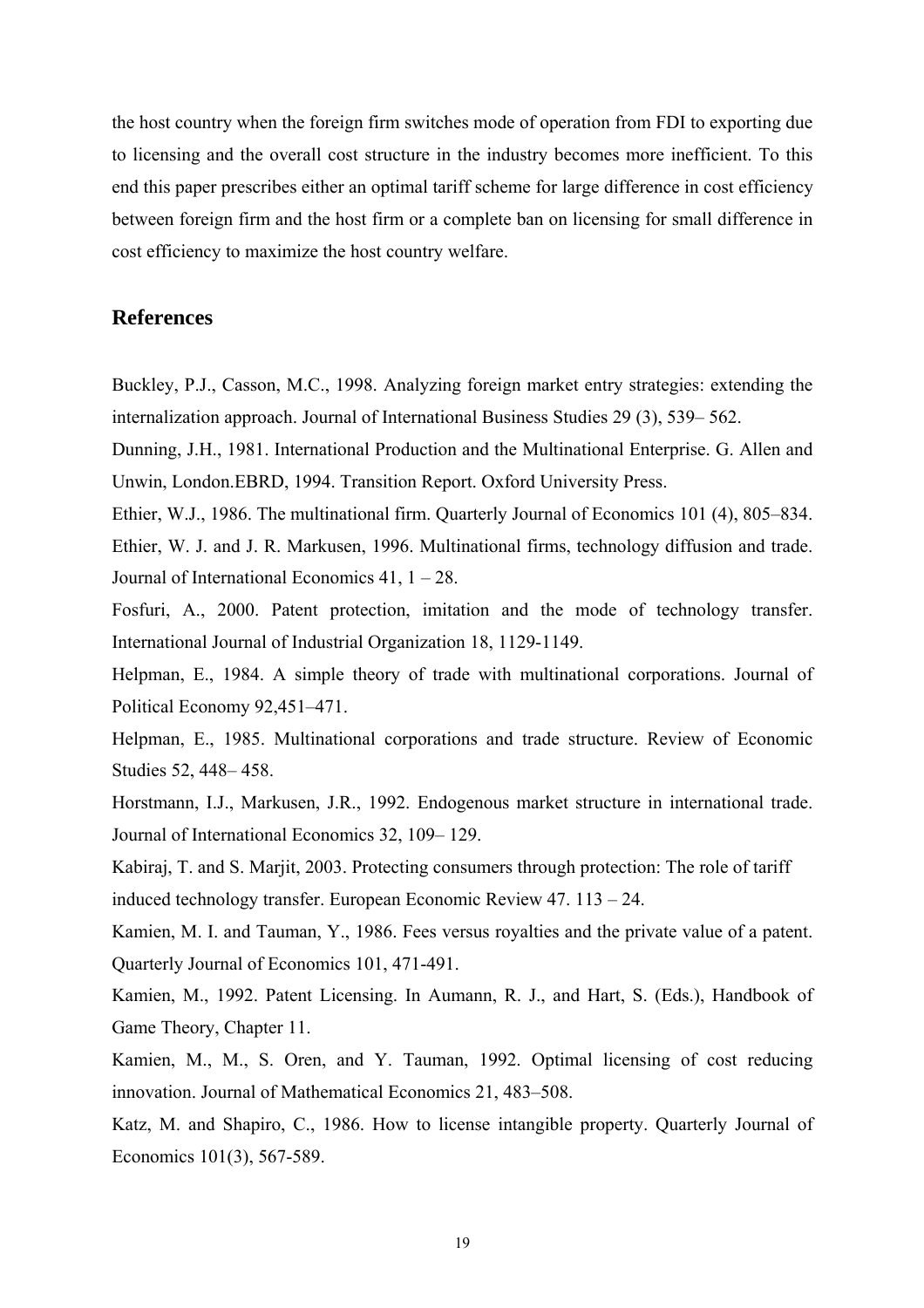the host country when the foreign firm switches mode of operation from FDI to exporting due to licensing and the overall cost structure in the industry becomes more inefficient. To this end this paper prescribes either an optimal tariff scheme for large difference in cost efficiency between foreign firm and the host firm or a complete ban on licensing for small difference in cost efficiency to maximize the host country welfare.

## References

Buckley, P.J., Casson, M.C., 1998. Analyzing foreign market entry strategies: extending the internalization approach. Journal of International Business Studies 29 (3), 539– 562.

Dunning, J.H., 1981. International Production and the Multinational Enterprise. G. Allen and Unwin, London.EBRD, 1994. Transition Report. Oxford University Press.

Ethier, W.J., 1986. The multinational firm. Quarterly Journal of Economics 101 (4), 805–834.

Ethier, W. J. and J. R. Markusen, 1996. Multinational firms, technology diffusion and trade. Journal of International Economics 41, 1 – 28.

Fosfuri, A., 2000. Patent protection, imitation and the mode of technology transfer. International Journal of Industrial Organization 18, 1129-1149.

Helpman, E., 1984. A simple theory of trade with multinational corporations. Journal of Political Economy 92,451–471.

Helpman, E., 1985. Multinational corporations and trade structure. Review of Economic Studies 52, 448– 458.

Horstmann, I.J., Markusen, J.R., 1992. Endogenous market structure in international trade. Journal of International Economics 32, 109– 129.

Kabiraj, T. and S. Marjit, 2003. Protecting consumers through protection: The role of tariff induced technology transfer. European Economic Review 47. 113 – 24.

Kamien, M. I. and Tauman, Y., 1986. Fees versus royalties and the private value of a patent. Quarterly Journal of Economics 101, 471-491.

Kamien, M., 1992. Patent Licensing. In Aumann, R. J., and Hart, S. (Eds.), Handbook of Game Theory, Chapter 11.

Kamien, M., M., S. Oren, and Y. Tauman, 1992. Optimal licensing of cost reducing innovation. Journal of Mathematical Economics 21, 483–508.

Katz, M. and Shapiro, C., 1986. How to license intangible property. Quarterly Journal of Economics 101(3), 567-589.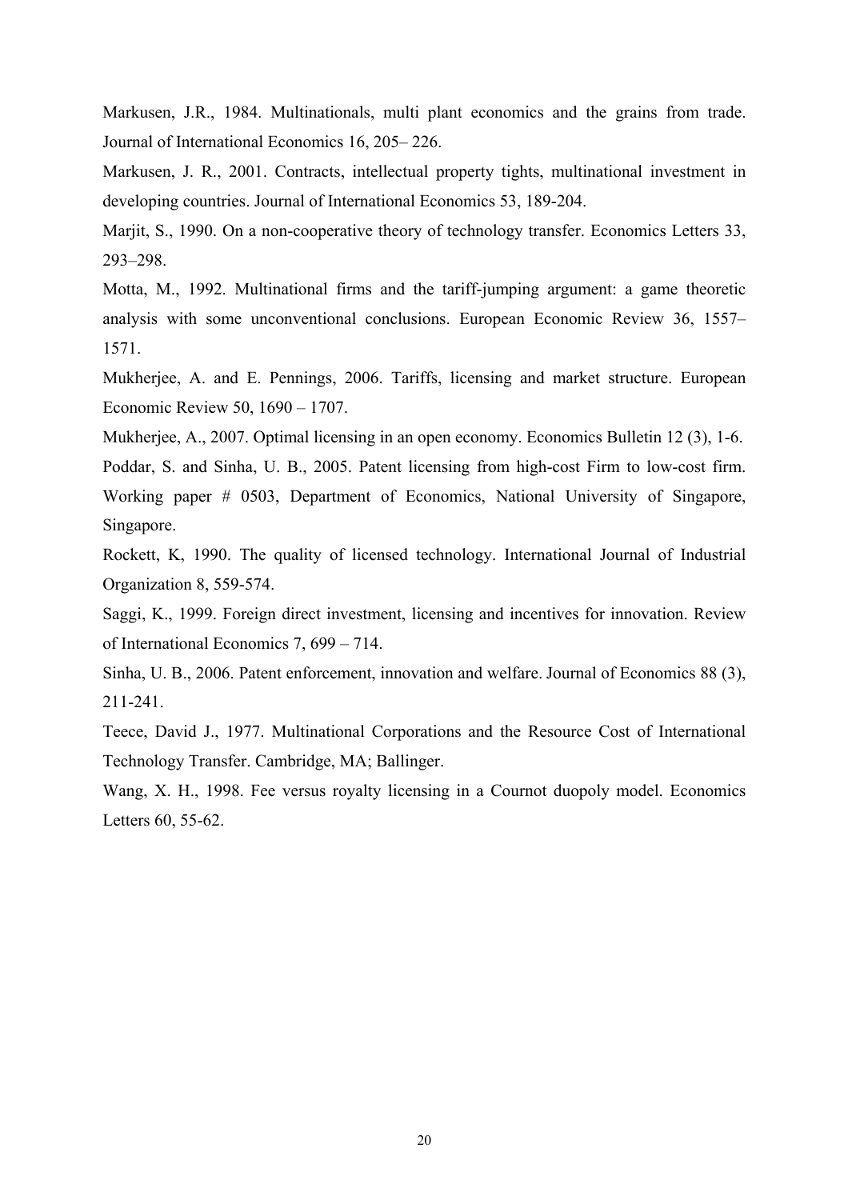Markusen, J.R., 1984. Multinationals, multi plant economics and the grains from trade. Journal of International Economics 16, 205– 226.

Markusen, J. R., 2001. Contracts, intellectual property tights, multinational investment in developing countries. Journal of International Economics 53, 189-204.

Marjit, S., 1990. On a non-cooperative theory of technology transfer. Economics Letters 33, 293–298.

Motta, M., 1992. Multinational firms and the tariff-jumping argument: a game theoretic analysis with some unconventional conclusions. European Economic Review 36, 1557–1571.

Mukherjee, A. and E. Pennings, 2006. Tariffs, licensing and market structure. European Economic Review 50, 1690 – 1707.

Mukherjee, A., 2007. Optimal licensing in an open economy. Economics Bulletin 12 (3), 1-6.

Poddar, S. and Sinha, U. B., 2005. Patent licensing from high-cost Firm to low-cost firm. Working paper # 0503, Department of Economics, National University of Singapore, Singapore.

Rockett, K, 1990. The quality of licensed technology. International Journal of Industrial Organization 8, 559-574.

Saggi, K., 1999. Foreign direct investment, licensing and incentives for innovation. Review of International Economics 7, 699 – 714.

Sinha, U. B., 2006. Patent enforcement, innovation and welfare. Journal of Economics 88 (3), 211-241.

Teece, David J., 1977. Multinational Corporations and the Resource Cost of International Technology Transfer. Cambridge, MA; Ballinger.

Wang, X. H., 1998. Fee versus royalty licensing in a Cournot duopoly model. Economics Letters 60, 55-62.